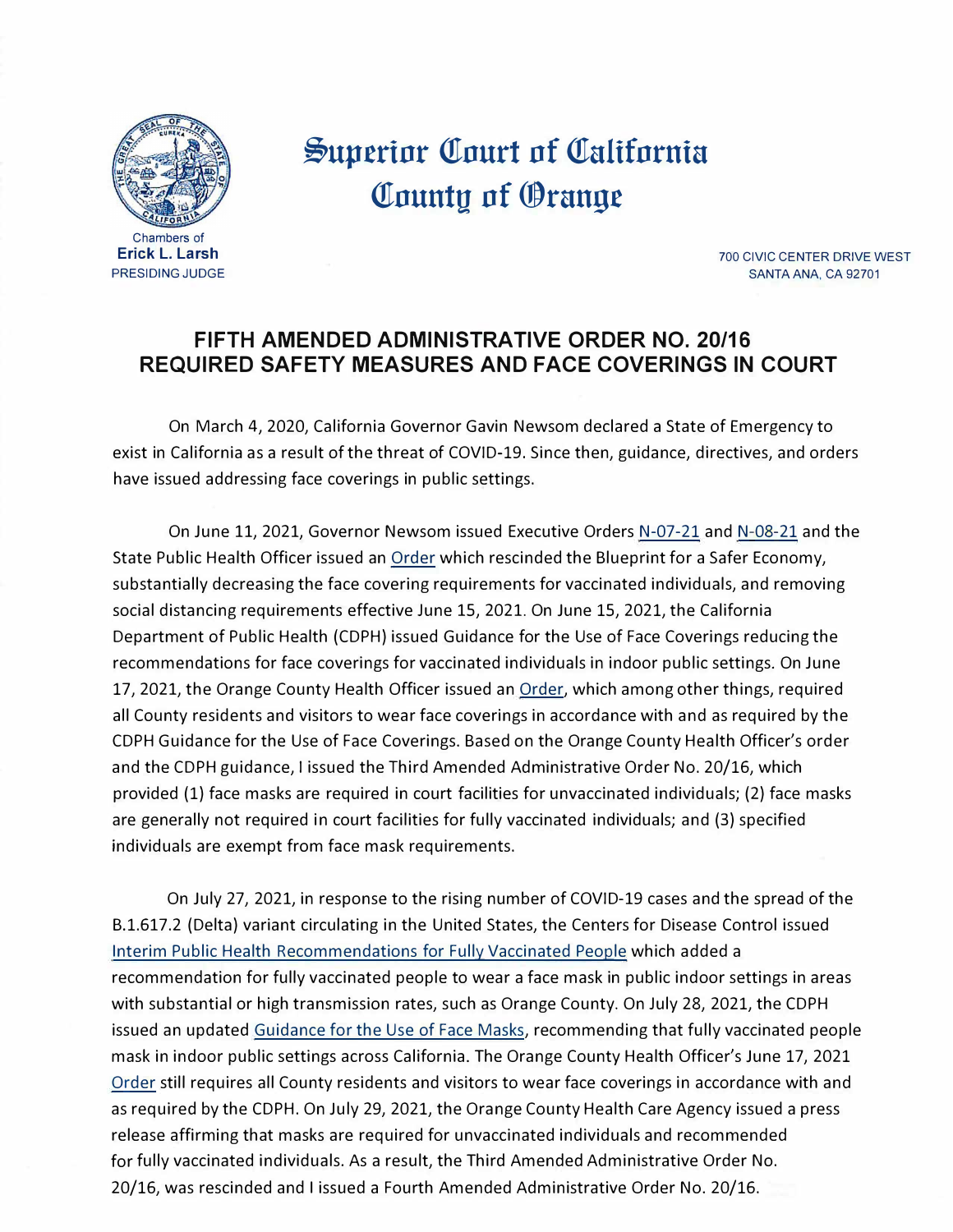# Superior Court of California
# County of Orange

Chambers of
**Erick L. Larsh**
PRESIDING JUDGE

700 CIVIC CENTER DRIVE WEST
SANTA ANA, CA 92701

## FIFTH AMENDED ADMINISTRATIVE ORDER NO. 20/16
## REQUIRED SAFETY MEASURES AND FACE COVERINGS IN COURT

On March 4, 2020, California Governor Gavin Newsom declared a State of Emergency to exist in California as a result of the threat of COVID-19. Since then, guidance, directives, and orders have issued addressing face coverings in public settings.

On June 11, 2021, Governor Newsom issued Executive Orders N-07-21 and N-08-21 and the State Public Health Officer issued an Order which rescinded the Blueprint for a Safer Economy, substantially decreasing the face covering requirements for vaccinated individuals, and removing social distancing requirements effective June 15, 2021. On June 15, 2021, the California Department of Public Health (CDPH) issued Guidance for the Use of Face Coverings reducing the recommendations for face coverings for vaccinated individuals in indoor public settings. On June 17, 2021, the Orange County Health Officer issued an Order, which among other things, required all County residents and visitors to wear face coverings in accordance with and as required by the CDPH Guidance for the Use of Face Coverings. Based on the Orange County Health Officer's order and the CDPH guidance, I issued the Third Amended Administrative Order No. 20/16, which provided (1) face masks are required in court facilities for unvaccinated individuals; (2) face masks are generally not required in court facilities for fully vaccinated individuals; and (3) specified individuals are exempt from face mask requirements.

On July 27, 2021, in response to the rising number of COVID-19 cases and the spread of the B.1.617.2 (Delta) variant circulating in the United States, the Centers for Disease Control issued Interim Public Health Recommendations for Fully Vaccinated People which added a recommendation for fully vaccinated people to wear a face mask in public indoor settings in areas with substantial or high transmission rates, such as Orange County. On July 28, 2021, the CDPH issued an updated Guidance for the Use of Face Masks, recommending that fully vaccinated people mask in indoor public settings across California. The Orange County Health Officer's June 17, 2021 Order still requires all County residents and visitors to wear face coverings in accordance with and as required by the CDPH. On July 29, 2021, the Orange County Health Care Agency issued a press release affirming that masks are required for unvaccinated individuals and recommended for fully vaccinated individuals. As a result, the Third Amended Administrative Order No. 20/16, was rescinded and I issued a Fourth Amended Administrative Order No. 20/16.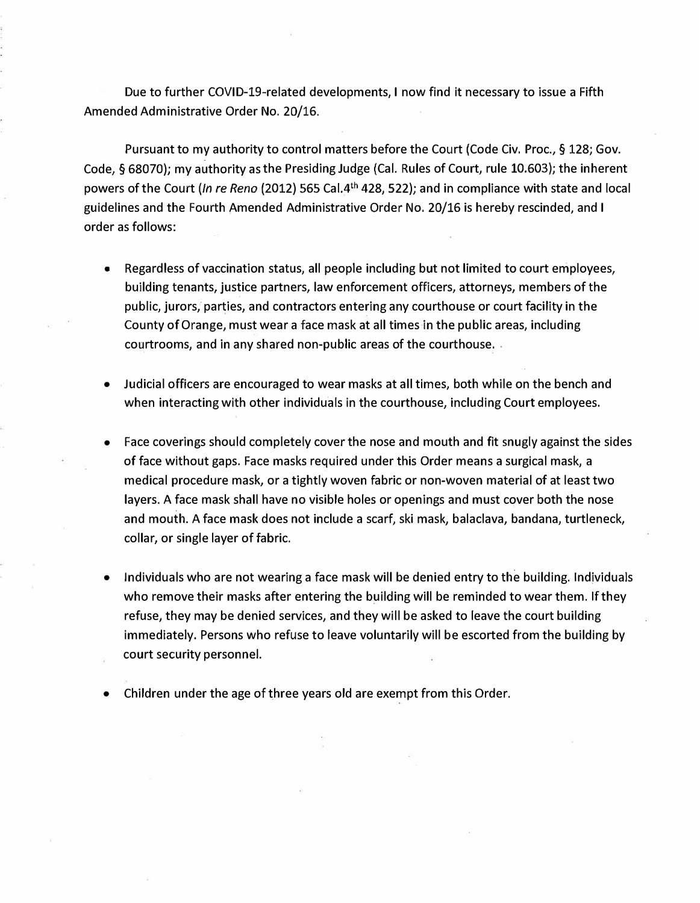Due to further COVID-19-related developments, I now find it necessary to issue a Fifth Amended Administrative Order No. 20/16.

Pursuant to my authority to control matters before the Court (Code Civ. Proc., § 128; Gov. Code, § 68070); my authority as the Presiding Judge (Cal. Rules of Court, rule 10.603); the inherent powers of the Court (*In re Reno* (2012) 565 Cal.4th 428, 522); and in compliance with state and local guidelines and the Fourth Amended Administrative Order No. 20/16 is hereby rescinded, and I order as follows:

- Regardless of vaccination status, all people including but not limited to court employees, building tenants, justice partners, law enforcement officers, attorneys, members of the public, jurors, parties, and contractors entering any courthouse or court facility in the County of Orange, must wear a face mask at all times in the public areas, including courtrooms, and in any shared non-public areas of the courthouse.

- Judicial officers are encouraged to wear masks at all times, both while on the bench and when interacting with other individuals in the courthouse, including Court employees.

- Face coverings should completely cover the nose and mouth and fit snugly against the sides of face without gaps. Face masks required under this Order means a surgical mask, a medical procedure mask, or a tightly woven fabric or non-woven material of at least two layers. A face mask shall have no visible holes or openings and must cover both the nose and mouth. A face mask does not include a scarf, ski mask, balaclava, bandana, turtleneck, collar, or single layer of fabric.

- Individuals who are not wearing a face mask will be denied entry to the building. Individuals who remove their masks after entering the building will be reminded to wear them. If they refuse, they may be denied services, and they will be asked to leave the court building immediately. Persons who refuse to leave voluntarily will be escorted from the building by court security personnel.

- Children under the age of three years old are exempt from this Order.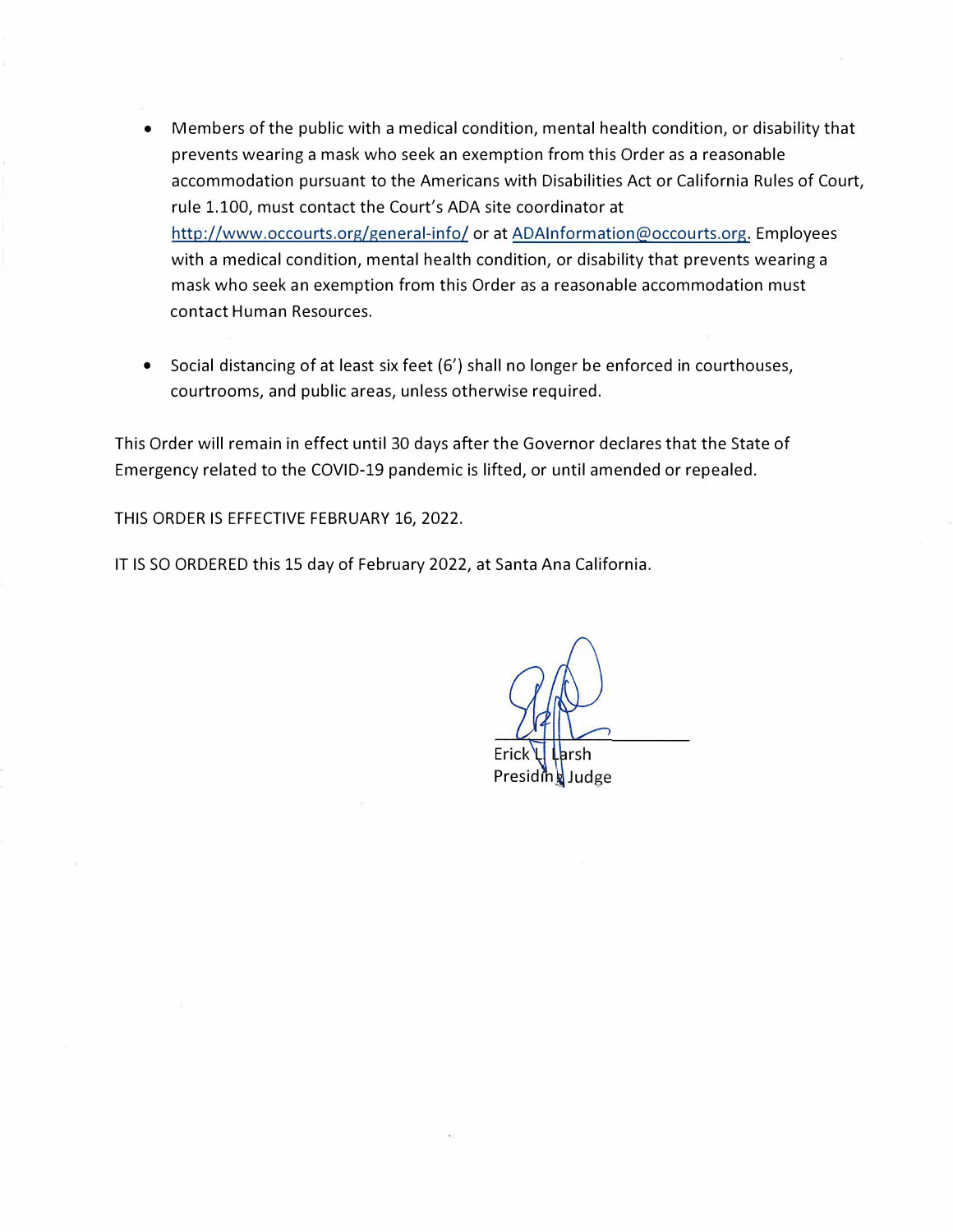- Members of the public with a medical condition, mental health condition, or disability that prevents wearing a mask who seek an exemption from this Order as a reasonable accommodation pursuant to the Americans with Disabilities Act or California Rules of Court, rule 1.100, must contact the Court's ADA site coordinator at http://www.occourts.org/general-info/ or at ADAInformation@occourts.org. Employees with a medical condition, mental health condition, or disability that prevents wearing a mask who seek an exemption from this Order as a reasonable accommodation must contact Human Resources.

- Social distancing of at least six feet (6') shall no longer be enforced in courthouses, courtrooms, and public areas, unless otherwise required.

This Order will remain in effect until 30 days after the Governor declares that the State of Emergency related to the COVID-19 pandemic is lifted, or until amended or repealed.

THIS ORDER IS EFFECTIVE FEBRUARY 16, 2022.

IT IS SO ORDERED this 15 day of February 2022, at Santa Ana California.

Erick L. Larsh
Presiding Judge